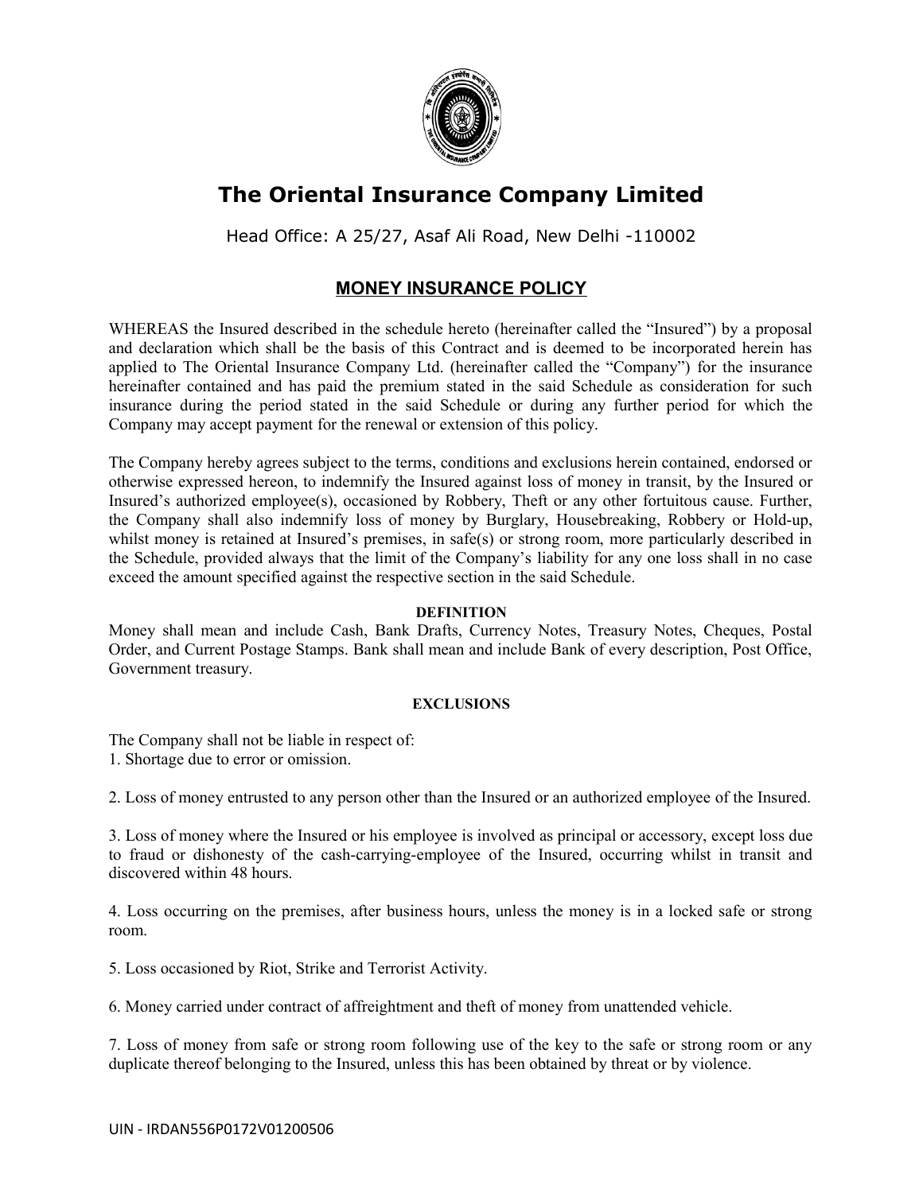# The Oriental Insurance Company Limited

Head Office: A 25/27, Asaf Ali Road, New Delhi -110002

## MONEY INSURANCE POLICY

WHEREAS the Insured described in the schedule hereto (hereinafter called the "Insured") by a proposal and declaration which shall be the basis of this Contract and is deemed to be incorporated herein has applied to The Oriental Insurance Company Ltd. (hereinafter called the "Company") for the insurance hereinafter contained and has paid the premium stated in the said Schedule as consideration for such insurance during the period stated in the said Schedule or during any further period for which the Company may accept payment for the renewal or extension of this policy.

The Company hereby agrees subject to the terms, conditions and exclusions herein contained, endorsed or otherwise expressed hereon, to indemnify the Insured against loss of money in transit, by the Insured or Insured's authorized employee(s), occasioned by Robbery, Theft or any other fortuitous cause. Further, the Company shall also indemnify loss of money by Burglary, Housebreaking, Robbery or Hold-up, whilst money is retained at Insured's premises, in safe(s) or strong room, more particularly described in the Schedule, provided always that the limit of the Company's liability for any one loss shall in no case exceed the amount specified against the respective section in the said Schedule.

### DEFINITION

Money shall mean and include Cash, Bank Drafts, Currency Notes, Treasury Notes, Cheques, Postal Order, and Current Postage Stamps. Bank shall mean and include Bank of every description, Post Office, Government treasury.

### EXCLUSIONS

The Company shall not be liable in respect of:

1. Shortage due to error or omission.

2. Loss of money entrusted to any person other than the Insured or an authorized employee of the Insured.

3. Loss of money where the Insured or his employee is involved as principal or accessory, except loss due to fraud or dishonesty of the cash-carrying-employee of the Insured, occurring whilst in transit and discovered within 48 hours.

4. Loss occurring on the premises, after business hours, unless the money is in a locked safe or strong room.

5. Loss occasioned by Riot, Strike and Terrorist Activity.

6. Money carried under contract of affreightment and theft of money from unattended vehicle.

7. Loss of money from safe or strong room following use of the key to the safe or strong room or any duplicate thereof belonging to the Insured, unless this has been obtained by threat or by violence.

UIN - IRDAN556P0172V01200506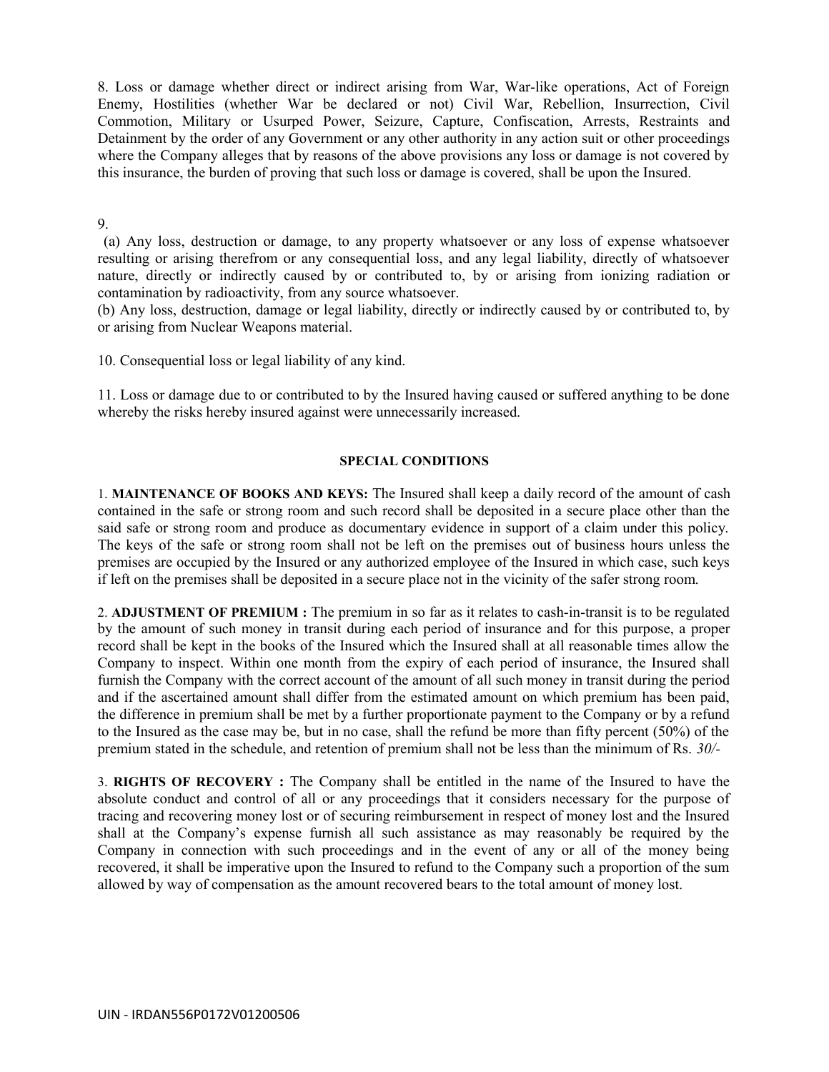8. Loss or damage whether direct or indirect arising from War, War-like operations, Act of Foreign Enemy, Hostilities (whether War be declared or not) Civil War, Rebellion, Insurrection, Civil Commotion, Military or Usurped Power, Seizure, Capture, Confiscation, Arrests, Restraints and Detainment by the order of any Government or any other authority in any action suit or other proceedings where the Company alleges that by reasons of the above provisions any loss or damage is not covered by this insurance, the burden of proving that such loss or damage is covered, shall be upon the Insured.

9.

(a) Any loss, destruction or damage, to any property whatsoever or any loss of expense whatsoever resulting or arising therefrom or any consequential loss, and any legal liability, directly of whatsoever nature, directly or indirectly caused by or contributed to, by or arising from ionizing radiation or contamination by radioactivity, from any source whatsoever.

(b) Any loss, destruction, damage or legal liability, directly or indirectly caused by or contributed to, by or arising from Nuclear Weapons material.

10. Consequential loss or legal liability of any kind.

11. Loss or damage due to or contributed to by the Insured having caused or suffered anything to be done whereby the risks hereby insured against were unnecessarily increased.

## SPECIAL CONDITIONS

1. **MAINTENANCE OF BOOKS AND KEYS:** The Insured shall keep a daily record of the amount of cash contained in the safe or strong room and such record shall be deposited in a secure place other than the said safe or strong room and produce as documentary evidence in support of a claim under this policy. The keys of the safe or strong room shall not be left on the premises out of business hours unless the premises are occupied by the Insured or any authorized employee of the Insured in which case, such keys if left on the premises shall be deposited in a secure place not in the vicinity of the safer strong room.

2. **ADJUSTMENT OF PREMIUM :** The premium in so far as it relates to cash-in-transit is to be regulated by the amount of such money in transit during each period of insurance and for this purpose, a proper record shall be kept in the books of the Insured which the Insured shall at all reasonable times allow the Company to inspect. Within one month from the expiry of each period of insurance, the Insured shall furnish the Company with the correct account of the amount of all such money in transit during the period and if the ascertained amount shall differ from the estimated amount on which premium has been paid, the difference in premium shall be met by a further proportionate payment to the Company or by a refund to the Insured as the case may be, but in no case, shall the refund be more than fifty percent (50%) of the premium stated in the schedule, and retention of premium shall not be less than the minimum of Rs. *30/-*

3. **RIGHTS OF RECOVERY :** The Company shall be entitled in the name of the Insured to have the absolute conduct and control of all or any proceedings that it considers necessary for the purpose of tracing and recovering money lost or of securing reimbursement in respect of money lost and the Insured shall at the Company's expense furnish all such assistance as may reasonably be required by the Company in connection with such proceedings and in the event of any or all of the money being recovered, it shall be imperative upon the Insured to refund to the Company such a proportion of the sum allowed by way of compensation as the amount recovered bears to the total amount of money lost.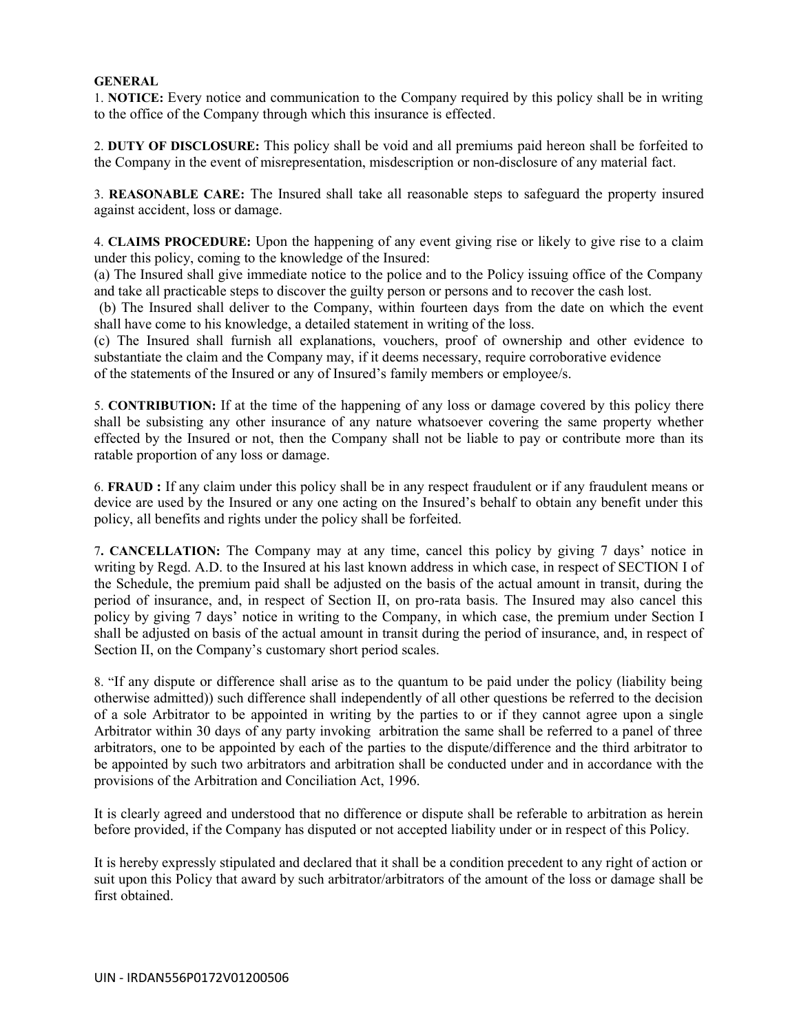**GENERAL**

1. **NOTICE:** Every notice and communication to the Company required by this policy shall be in writing to the office of the Company through which this insurance is effected.

2. **DUTY OF DISCLOSURE:** This policy shall be void and all premiums paid hereon shall be forfeited to the Company in the event of misrepresentation, misdescription or non-disclosure of any material fact.

3. **REASONABLE CARE:** The Insured shall take all reasonable steps to safeguard the property insured against accident, loss or damage.

4. **CLAIMS PROCEDURE:** Upon the happening of any event giving rise or likely to give rise to a claim under this policy, coming to the knowledge of the Insured:
(a) The Insured shall give immediate notice to the police and to the Policy issuing office of the Company and take all practicable steps to discover the guilty person or persons and to recover the cash lost.
(b) The Insured shall deliver to the Company, within fourteen days from the date on which the event shall have come to his knowledge, a detailed statement in writing of the loss.
(c) The Insured shall furnish all explanations, vouchers, proof of ownership and other evidence to substantiate the claim and the Company may, if it deems necessary, require corroborative evidence of the statements of the Insured or any of Insured's family members or employee/s.

5. **CONTRIBUTION:** If at the time of the happening of any loss or damage covered by this policy there shall be subsisting any other insurance of any nature whatsoever covering the same property whether effected by the Insured or not, then the Company shall not be liable to pay or contribute more than its ratable proportion of any loss or damage.

6. **FRAUD :** If any claim under this policy shall be in any respect fraudulent or if any fraudulent means or device are used by the Insured or any one acting on the Insured's behalf to obtain any benefit under this policy, all benefits and rights under the policy shall be forfeited.

7. **CANCELLATION:** The Company may at any time, cancel this policy by giving 7 days' notice in writing by Regd. A.D. to the Insured at his last known address in which case, in respect of SECTION I of the Schedule, the premium paid shall be adjusted on the basis of the actual amount in transit, during the period of insurance, and, in respect of Section II, on pro-rata basis. The Insured may also cancel this policy by giving 7 days' notice in writing to the Company, in which case, the premium under Section I shall be adjusted on basis of the actual amount in transit during the period of insurance, and, in respect of Section II, on the Company's customary short period scales.

8. "If any dispute or difference shall arise as to the quantum to be paid under the policy (liability being otherwise admitted)) such difference shall independently of all other questions be referred to the decision of a sole Arbitrator to be appointed in writing by the parties to or if they cannot agree upon a single Arbitrator within 30 days of any party invoking arbitration the same shall be referred to a panel of three arbitrators, one to be appointed by each of the parties to the dispute/difference and the third arbitrator to be appointed by such two arbitrators and arbitration shall be conducted under and in accordance with the provisions of the Arbitration and Conciliation Act, 1996.

It is clearly agreed and understood that no difference or dispute shall be referable to arbitration as herein before provided, if the Company has disputed or not accepted liability under or in respect of this Policy.

It is hereby expressly stipulated and declared that it shall be a condition precedent to any right of action or suit upon this Policy that award by such arbitrator/arbitrators of the amount of the loss or damage shall be first obtained.

UIN - IRDAN556P0172V01200506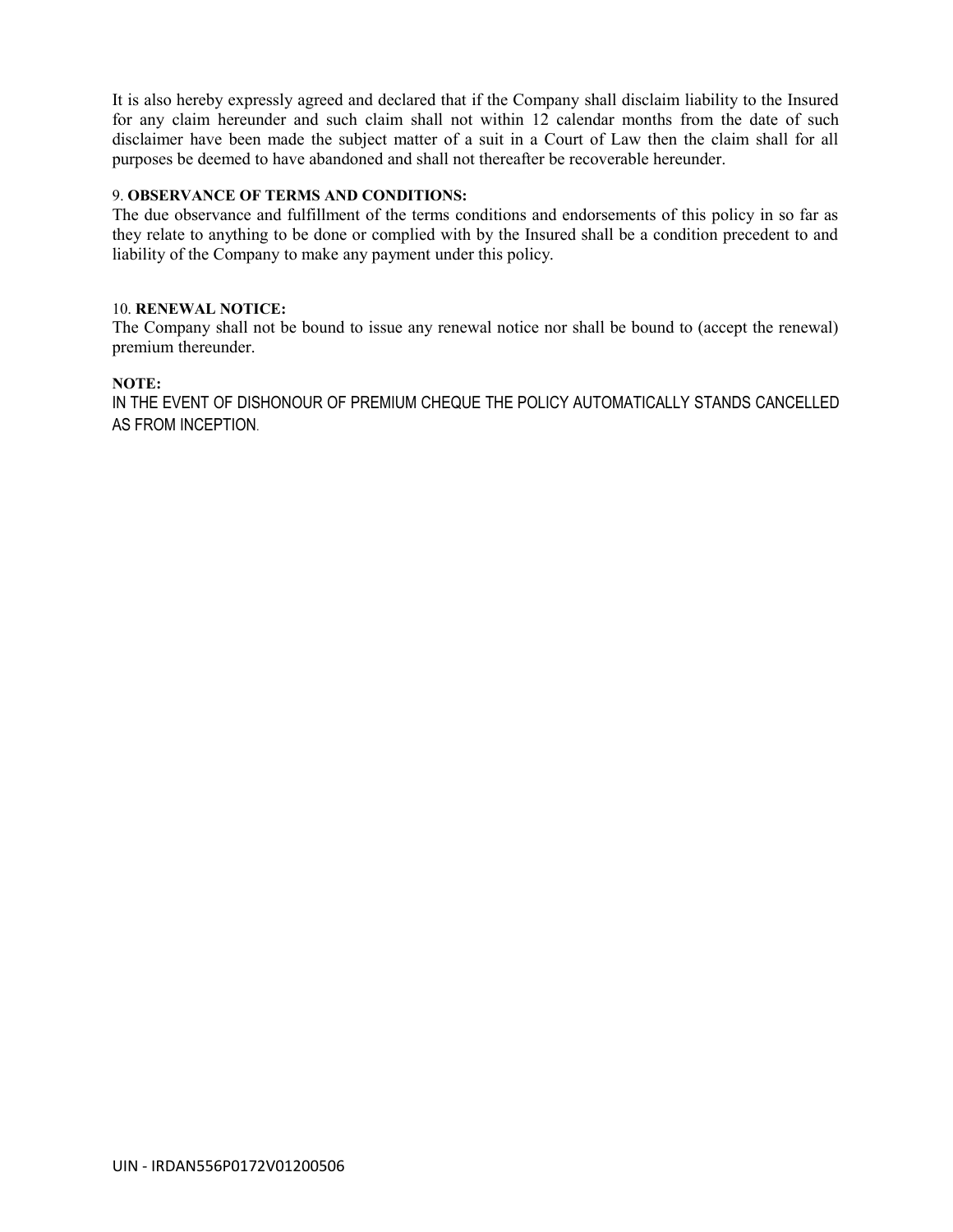It is also hereby expressly agreed and declared that if the Company shall disclaim liability to the Insured for any claim hereunder and such claim shall not within 12 calendar months from the date of such disclaimer have been made the subject matter of a suit in a Court of Law then the claim shall for all purposes be deemed to have abandoned and shall not thereafter be recoverable hereunder.

9. **OBSERVANCE OF TERMS AND CONDITIONS:**

The due observance and fulfillment of the terms conditions and endorsements of this policy in so far as they relate to anything to be done or complied with by the Insured shall be a condition precedent to and liability of the Company to make any payment under this policy.

10. **RENEWAL NOTICE:**

The Company shall not be bound to issue any renewal notice nor shall be bound to (accept the renewal) premium thereunder.

**NOTE:**

IN THE EVENT OF DISHONOUR OF PREMIUM CHEQUE THE POLICY AUTOMATICALLY STANDS CANCELLED AS FROM INCEPTION.

UIN - IRDAN556P0172V01200506